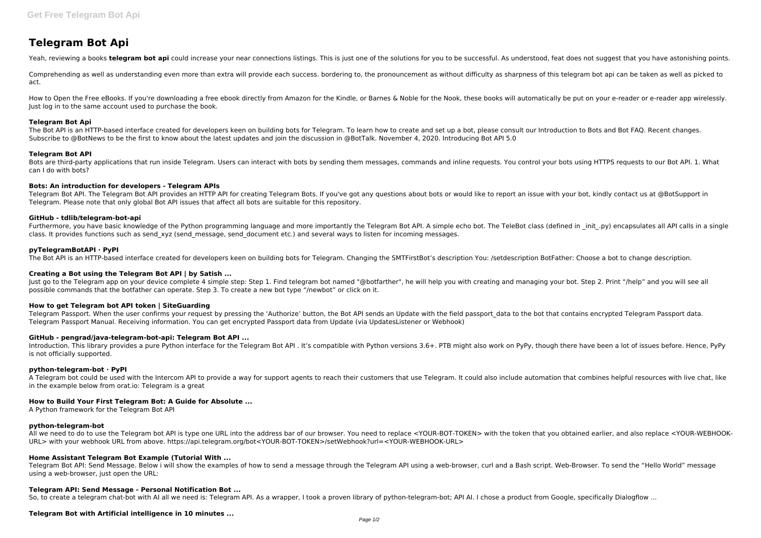# Telegram Bot Api

Yeah, reviewing a books **telegram bot api** could increase your near connections listings. This is just one of the solutions for you to be successful. As understood, feat does not suggest that you have astonishing points.

Comprehending as well as understanding even more than extra will provide each success. bordering to, the pronouncement as without difficulty as sharpness of this telegram bot api can be taken as well as picked to act.

How to Open the Free eBooks. If you're downloading a free ebook directly from Amazon for the Kindle, or Barnes & Noble for the Nook, these books will automatically be put on your e-reader or e-reader app wirelessly. Just log in to the same account used to purchase the book.

### Telegram Bot Api

The Bot API is an HTTP-based interface created for developers keen on building bots for Telegram. To learn how to create and set up a bot, please consult our Introduction to Bots and Bot FAQ. Recent changes. Subscribe to @BotNews to be the first to know about the latest updates and join the discussion in @BotTalk. November 4, 2020. Introducing Bot API 5.0

### Telegram Bot API

Bots are third-party applications that run inside Telegram. Users can interact with bots by sending them messages, commands and inline requests. You control your bots using HTTPS requests to our Bot API. 1. What can I do with bots?

### Bots: An introduction for developers - Telegram APIs

Telegram Bot API. The Telegram Bot API provides an HTTP API for creating Telegram Bots. If you've got any questions about bots or would like to report an issue with your bot, kindly contact us at @BotSupport in Telegram. Please note that only global Bot API issues that affect all bots are suitable for this repository.

### GitHub - tdlib/telegram-bot-api

Furthermore, you have basic knowledge of the Python programming language and more importantly the Telegram Bot API. A simple echo bot. The TeleBot class (defined in _init_.py) encapsulates all API calls in a single class. It provides functions such as send_xyz (send_message, send_document etc.) and several ways to listen for incoming messages.

### pyTelegramBotAPI · PyPI

The Bot API is an HTTP-based interface created for developers keen on building bots for Telegram. Changing the SMTFirstBot's description You: /setdescription BotFather: Choose a bot to change description.

### Creating a Bot using the Telegram Bot API | by Satish ...

Just go to the Telegram app on your device complete 4 simple step: Step 1. Find telegram bot named "@botfarther", he will help you with creating and managing your bot. Step 2. Print "/help" and you will see all possible commands that the botfather can operate. Step 3. To create a new bot type "/newbot" or click on it.

### How to get Telegram bot API token | SiteGuarding

Telegram Passport. When the user confirms your request by pressing the 'Authorize' button, the Bot API sends an Update with the field passport_data to the bot that contains encrypted Telegram Passport data. Telegram Passport Manual. Receiving information. You can get encrypted Passport data from Update (via UpdatesListener or Webhook)

### GitHub - pengrad/java-telegram-bot-api: Telegram Bot API ...

Introduction. This library provides a pure Python interface for the Telegram Bot API . It's compatible with Python versions 3.6+. PTB might also work on PyPy, though there have been a lot of issues before. Hence, PyPy is not officially supported.

### python-telegram-bot · PyPI

A Telegram bot could be used with the Intercom API to provide a way for support agents to reach their customers that use Telegram. It could also include automation that combines helpful resources with live chat, like in the example below from orat.io: Telegram is a great

### How to Build Your First Telegram Bot: A Guide for Absolute ...

A Python framework for the Telegram Bot API

### python-telegram-bot

All we need to do to use the Telegram bot API is type one URL into the address bar of our browser. You need to replace <YOUR-BOT-TOKEN> with the token that you obtained earlier, and also replace <YOUR-WEBHOOK-URL> with your webhook URL from above. https://api.telegram.org/bot<YOUR-BOT-TOKEN>/setWebhook?url=<YOUR-WEBHOOK-URL>

### Home Assistant Telegram Bot Example (Tutorial With ...

Telegram Bot API: Send Message. Below i will show the examples of how to send a message through the Telegram API using a web-browser, curl and a Bash script. Web-Browser. To send the "Hello World" message using a web-browser, just open the URL:

### Telegram API: Send Message - Personal Notification Bot ...

So, to create a telegram chat-bot with AI all we need is: Telegram API. As a wrapper, I took a proven library of python-telegram-bot; API AI. I chose a product from Google, specifically Dialogflow ...

### Telegram Bot with Artificial intelligence in 10 minutes ...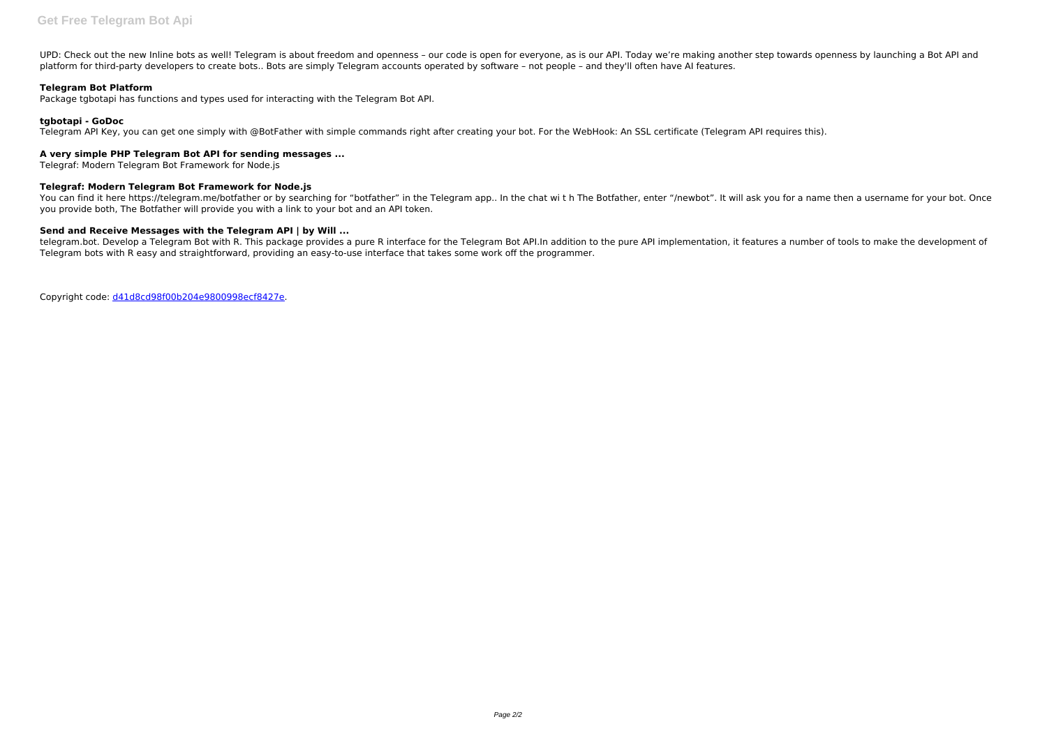UPD: Check out the new Inline bots as well! Telegram is about freedom and openness – our code is open for everyone, as is our API. Today we're making another step towards openness by launching a Bot API and platform for third-party developers to create bots.. Bots are simply Telegram accounts operated by software – not people – and they'll often have AI features.

### Telegram Bot Platform

Package tgbotapi has functions and types used for interacting with the Telegram Bot API.

### tgbotapi - GoDoc

Telegram API Key, you can get one simply with @BotFather with simple commands right after creating your bot. For the WebHook: An SSL certificate (Telegram API requires this).

### A very simple PHP Telegram Bot API for sending messages ...

Telegraf: Modern Telegram Bot Framework for Node.js

### Telegraf: Modern Telegram Bot Framework for Node.js

You can find it here https://telegram.me/botfather or by searching for "botfather" in the Telegram app.. In the chat wi t h The Botfather, enter "/newbot". It will ask you for a name then a username for your bot. Once you provide both, The Botfather will provide you with a link to your bot and an API token.

### Send and Receive Messages with the Telegram API | by Will ...

telegram.bot. Develop a Telegram Bot with R. This package provides a pure R interface for the Telegram Bot API.In addition to the pure API implementation, it features a number of tools to make the development of Telegram bots with R easy and straightforward, providing an easy-to-use interface that takes some work off the programmer.

Copyright code: d41d8cd98f00b204e9800998ecf8427e.